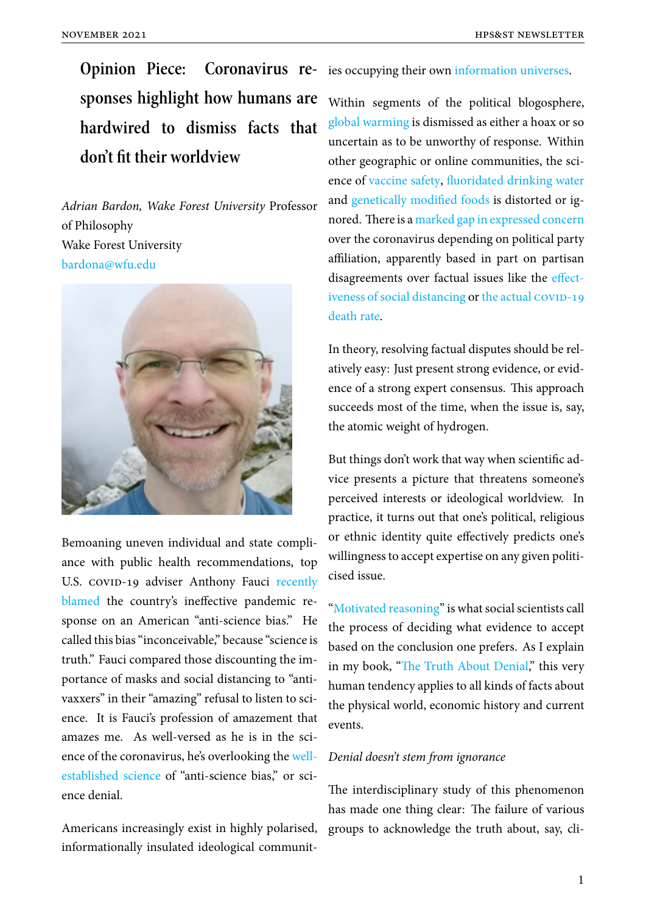# Opinion Piece: Coronavirus responses highlight how humans are hardwired to dismiss facts that don't fit their worldview

*Adrian Bardon, Wake Forest University* Professor of Philosophy
Wake Forest University
bardona@wfu.edu

Bemoaning uneven individual and state compliance with public health recommendations, top U.S. COVID-19 adviser Anthony Fauci recently blamed the country's ineffective pandemic response on an American "anti-science bias." He called this bias "inconceivable," because "science is truth." Fauci compared those discounting the importance of masks and social distancing to "anti-vaxxers" in their "amazing" refusal to listen to science. It is Fauci's profession of amazement that amazes me. As well-versed as he is in the science of the coronavirus, he's overlooking the well-established science of "anti-science bias," or science denial.

Americans increasingly exist in highly polarised, informationally insulated ideological communities occupying their own information universes.

Within segments of the political blogosphere, global warming is dismissed as either a hoax or so uncertain as to be unworthy of response. Within other geographic or online communities, the science of vaccine safety, fluoridated drinking water and genetically modified foods is distorted or ignored. There is a marked gap in expressed concern over the coronavirus depending on political party affiliation, apparently based in part on partisan disagreements over factual issues like the effectiveness of social distancing or the actual COVID-19 death rate.

In theory, resolving factual disputes should be relatively easy: Just present strong evidence, or evidence of a strong expert consensus. This approach succeeds most of the time, when the issue is, say, the atomic weight of hydrogen.

But things don't work that way when scientific advice presents a picture that threatens someone's perceived interests or ideological worldview. In practice, it turns out that one's political, religious or ethnic identity quite effectively predicts one's willingness to accept expertise on any given politicised issue.

"Motivated reasoning" is what social scientists call the process of deciding what evidence to accept based on the conclusion one prefers. As I explain in my book, "The Truth About Denial," this very human tendency applies to all kinds of facts about the physical world, economic history and current events.

*Denial doesn't stem from ignorance*

The interdisciplinary study of this phenomenon has made one thing clear: The failure of various groups to acknowledge the truth about, say, cli-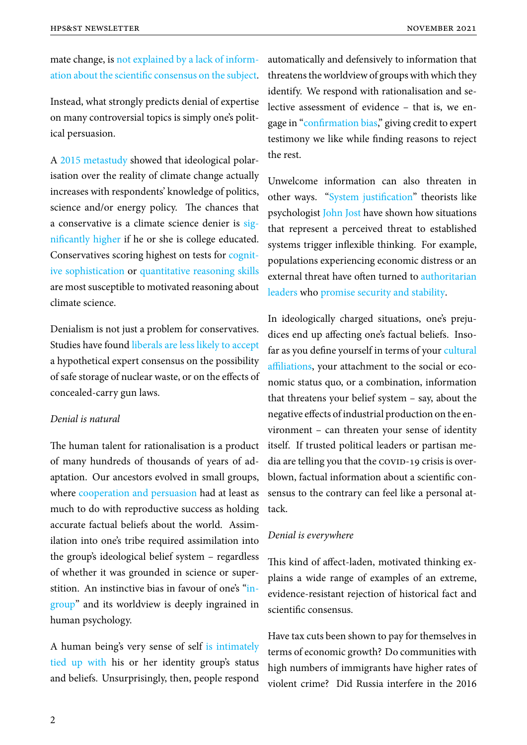mate change, is not explained by a lack of information about the scientific consensus on the subject.

Instead, what strongly predicts denial of expertise on many controversial topics is simply one's political persuasion.

A 2015 metastudy showed that ideological polarisation over the reality of climate change actually increases with respondents' knowledge of politics, science and/or energy policy. The chances that a conservative is a climate science denier is significantly higher if he or she is college educated. Conservatives scoring highest on tests for cognitive sophistication or quantitative reasoning skills are most susceptible to motivated reasoning about climate science.

Denialism is not just a problem for conservatives. Studies have found liberals are less likely to accept a hypothetical expert consensus on the possibility of safe storage of nuclear waste, or on the effects of concealed-carry gun laws.

*Denial is natural*

The human talent for rationalisation is a product of many hundreds of thousands of years of adaptation. Our ancestors evolved in small groups, where cooperation and persuasion had at least as much to do with reproductive success as holding accurate factual beliefs about the world. Assimilation into one's tribe required assimilation into the group's ideological belief system – regardless of whether it was grounded in science or superstition. An instinctive bias in favour of one's "in-group" and its worldview is deeply ingrained in human psychology.

A human being's very sense of self is intimately tied up with his or her identity group's status and beliefs. Unsurprisingly, then, people respond automatically and defensively to information that threatens the worldview of groups with which they identify. We respond with rationalisation and selective assessment of evidence – that is, we engage in "confirmation bias," giving credit to expert testimony we like while finding reasons to reject the rest.

Unwelcome information can also threaten in other ways. "System justification" theorists like psychologist John Jost have shown how situations that represent a perceived threat to established systems trigger inflexible thinking. For example, populations experiencing economic distress or an external threat have often turned to authoritarian leaders who promise security and stability.

In ideologically charged situations, one's prejudices end up affecting one's factual beliefs. Insofar as you define yourself in terms of your cultural affiliations, your attachment to the social or economic status quo, or a combination, information that threatens your belief system – say, about the negative effects of industrial production on the environment – can threaten your sense of identity itself. If trusted political leaders or partisan media are telling you that the COVID-19 crisis is overblown, factual information about a scientific consensus to the contrary can feel like a personal attack.

*Denial is everywhere*

This kind of affect-laden, motivated thinking explains a wide range of examples of an extreme, evidence-resistant rejection of historical fact and scientific consensus.

Have tax cuts been shown to pay for themselves in terms of economic growth? Do communities with high numbers of immigrants have higher rates of violent crime? Did Russia interfere in the 2016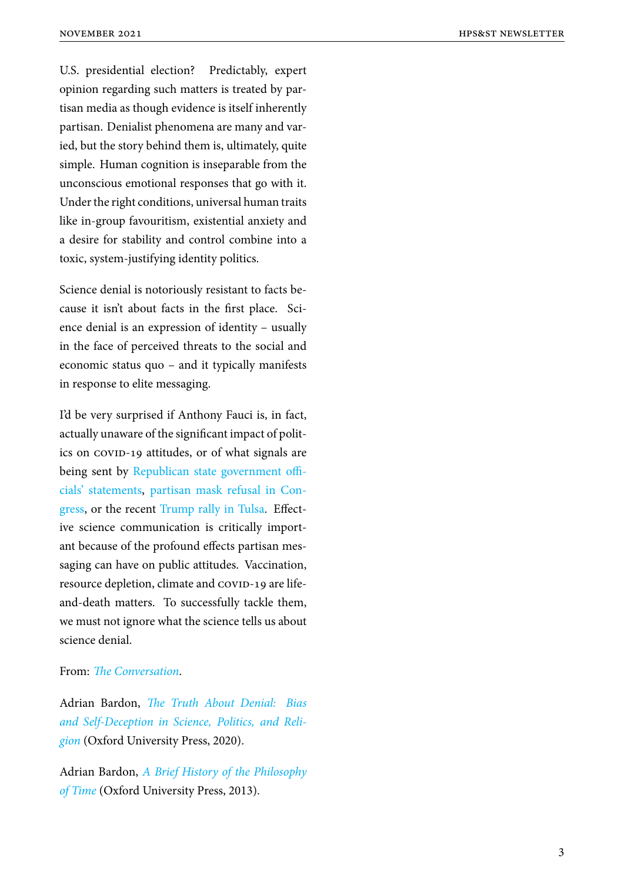U.S. presidential election? Predictably, expert opinion regarding such matters is treated by partisan media as though evidence is itself inherently partisan. Denialist phenomena are many and varied, but the story behind them is, ultimately, quite simple. Human cognition is inseparable from the unconscious emotional responses that go with it. Under the right conditions, universal human traits like in-group favouritism, existential anxiety and a desire for stability and control combine into a toxic, system-justifying identity politics.

Science denial is notoriously resistant to facts because it isn't about facts in the first place. Science denial is an expression of identity – usually in the face of perceived threats to the social and economic status quo – and it typically manifests in response to elite messaging.

I'd be very surprised if Anthony Fauci is, in fact, actually unaware of the significant impact of politics on COVID-19 attitudes, or of what signals are being sent by Republican state government officials' statements, partisan mask refusal in Congress, or the recent Trump rally in Tulsa. Effective science communication is critically important because of the profound effects partisan messaging can have on public attitudes. Vaccination, resource depletion, climate and COVID-19 are life-and-death matters. To successfully tackle them, we must not ignore what the science tells us about science denial.

From: *The Conversation*.

Adrian Bardon, *The Truth About Denial: Bias and Self-Deception in Science, Politics, and Religion* (Oxford University Press, 2020).

Adrian Bardon, *A Brief History of the Philosophy of Time* (Oxford University Press, 2013).